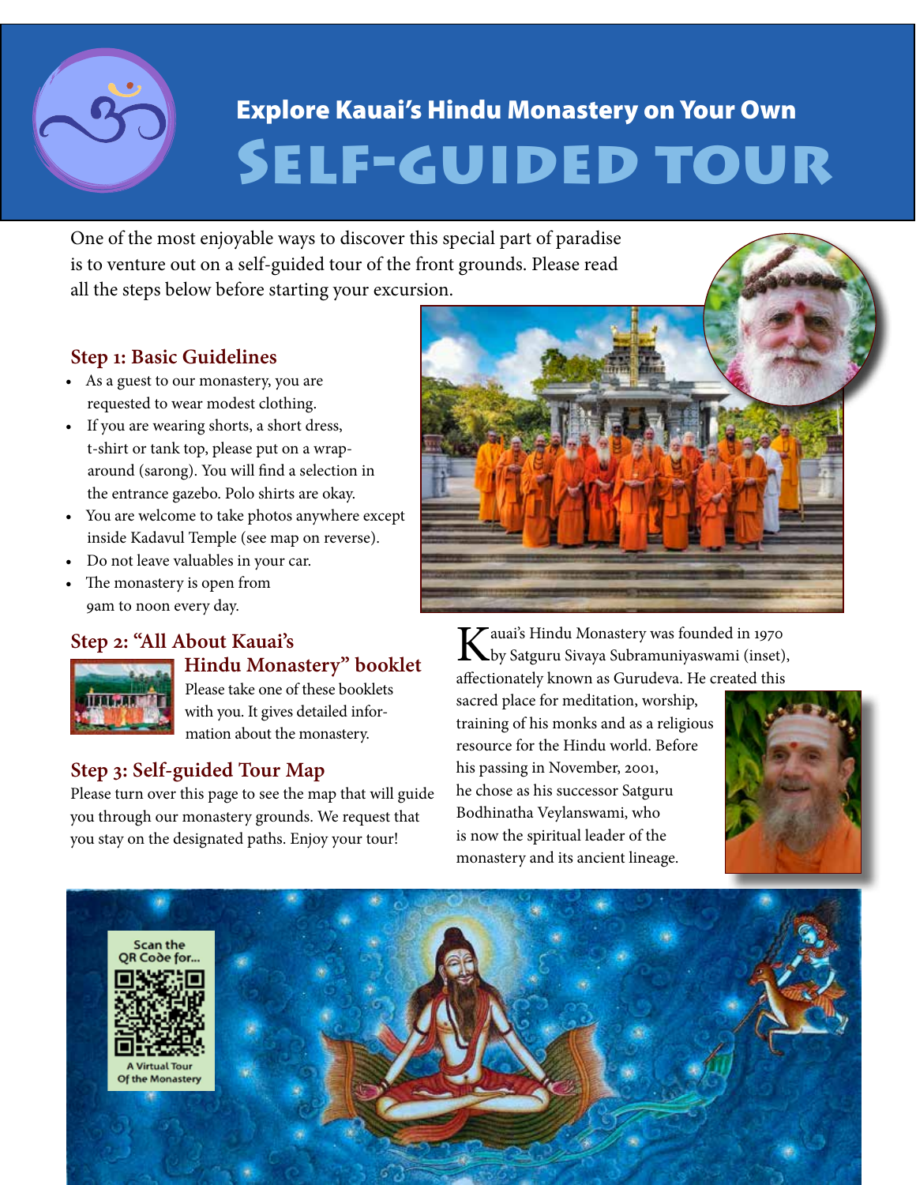# Explore Kauai's Hindu Monastery on Your Own

# Self-Guided Tour

One of the most enjoyable ways to discover this special part of paradise is to venture out on a self-guided tour of the front grounds. Please read all the steps below before starting your excursion.

### Step 1: Basic Guidelines

- As a guest to our monastery, you are requested to wear modest clothing.
- If you are wearing shorts, a short dress, t-shirt or tank top, please put on a wrap-around (sarong). You will find a selection in the entrance gazebo. Polo shirts are okay.
- You are welcome to take photos anywhere except inside Kadavul Temple (see map on reverse).
- Do not leave valuables in your car.
- The monastery is open from 9am to noon every day.

### Step 2: "All About Kauai's Hindu Monastery" booklet

Please take one of these booklets with you. It gives detailed information about the monastery.

### Step 3: Self-guided Tour Map

Please turn over this page to see the map that will guide you through our monastery grounds. We request that you stay on the designated paths. Enjoy your tour!

Kauai's Hindu Monastery was founded in 1970 by Satguru Sivaya Subramuniyaswami (inset), affectionately known as Gurudeva. He created this sacred place for meditation, worship, training of his monks and as a religious resource for the Hindu world. Before his passing in November, 2001, he chose as his successor Satguru Bodhinatha Veylanswami, who is now the spiritual leader of the monastery and its ancient lineage.

Scan the QR Code for... A Virtual Tour Of the Monastery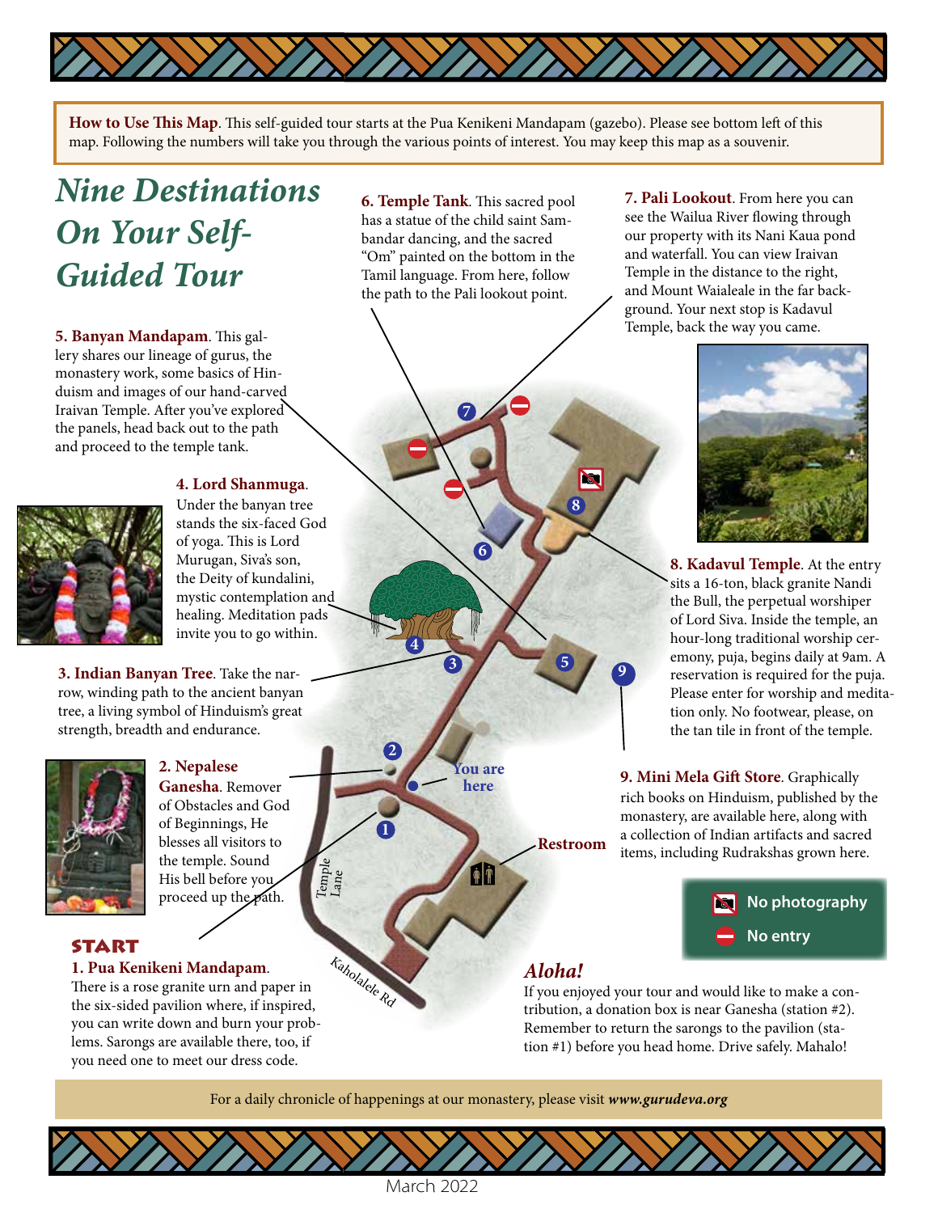**How to Use This Map**. This self-guided tour starts at the Pua Kenikeni Mandapam (gazebo). Please see bottom left of this map. Following the numbers will take you through the various points of interest. You may keep this map as a souvenir.

# *Nine Destinations On Your Self-Guided Tour*

**START**

**1. Pua Kenikeni Mandapam**. There is a rose granite urn and paper in the six-sided pavilion where, if inspired, you can write down and burn your problems. Sarongs are available there, too, if you need one to meet our dress code.

**2. Nepalese Ganesha**. Remover of Obstacles and God of Beginnings, He blesses all visitors to the temple. Sound His bell before you proceed up the path.

**3. Indian Banyan Tree**. Take the narrow, winding path to the ancient banyan tree, a living symbol of Hinduism's great strength, breadth and endurance.

**4. Lord Shanmuga**. Under the banyan tree stands the six-faced God of yoga. This is Lord Murugan, Siva's son, the Deity of kundalini, mystic contemplation and healing. Meditation pads invite you to go within.

**5. Banyan Mandapam**. This gallery shares our lineage of gurus, the monastery work, some basics of Hinduism and images of our hand-carved Iraivan Temple. After you've explored the panels, head back out to the path and proceed to the temple tank.

**6. Temple Tank**. This sacred pool has a statue of the child saint Sambandar dancing, and the sacred "Om" painted on the bottom in the Tamil language. From here, follow the path to the Pali lookout point.

**7. Pali Lookout**. From here you can see the Wailua River flowing through our property with its Nani Kaua pond and waterfall. You can view Iraivan Temple in the distance to the right, and Mount Waialeale in the far background. Your next stop is Kadavul Temple, back the way you came.

**8. Kadavul Temple**. At the entry sits a 16-ton, black granite Nandi the Bull, the perpetual worshiper of Lord Siva. Inside the temple, an hour-long traditional worship ceremony, puja, begins daily at 9am. A reservation is required for the puja. Please enter for worship and meditation only. No footwear, please, on the tan tile in front of the temple.

**9. Mini Mela Gift Store**. Graphically rich books on Hinduism, published by the monastery, are available here, along with a collection of Indian artifacts and sacred items, including Rudrakshas grown here.

You are here

Restroom

Temple Lane

Kaholalele Rd

No photography

No entry

## *Aloha!*

If you enjoyed your tour and would like to make a contribution, a donation box is near Ganesha (station #2). Remember to return the sarongs to the pavilion (station #1) before you head home. Drive safely. Mahalo!

For a daily chronicle of happenings at our monastery, please visit ***www.gurudeva.org***

March 2022